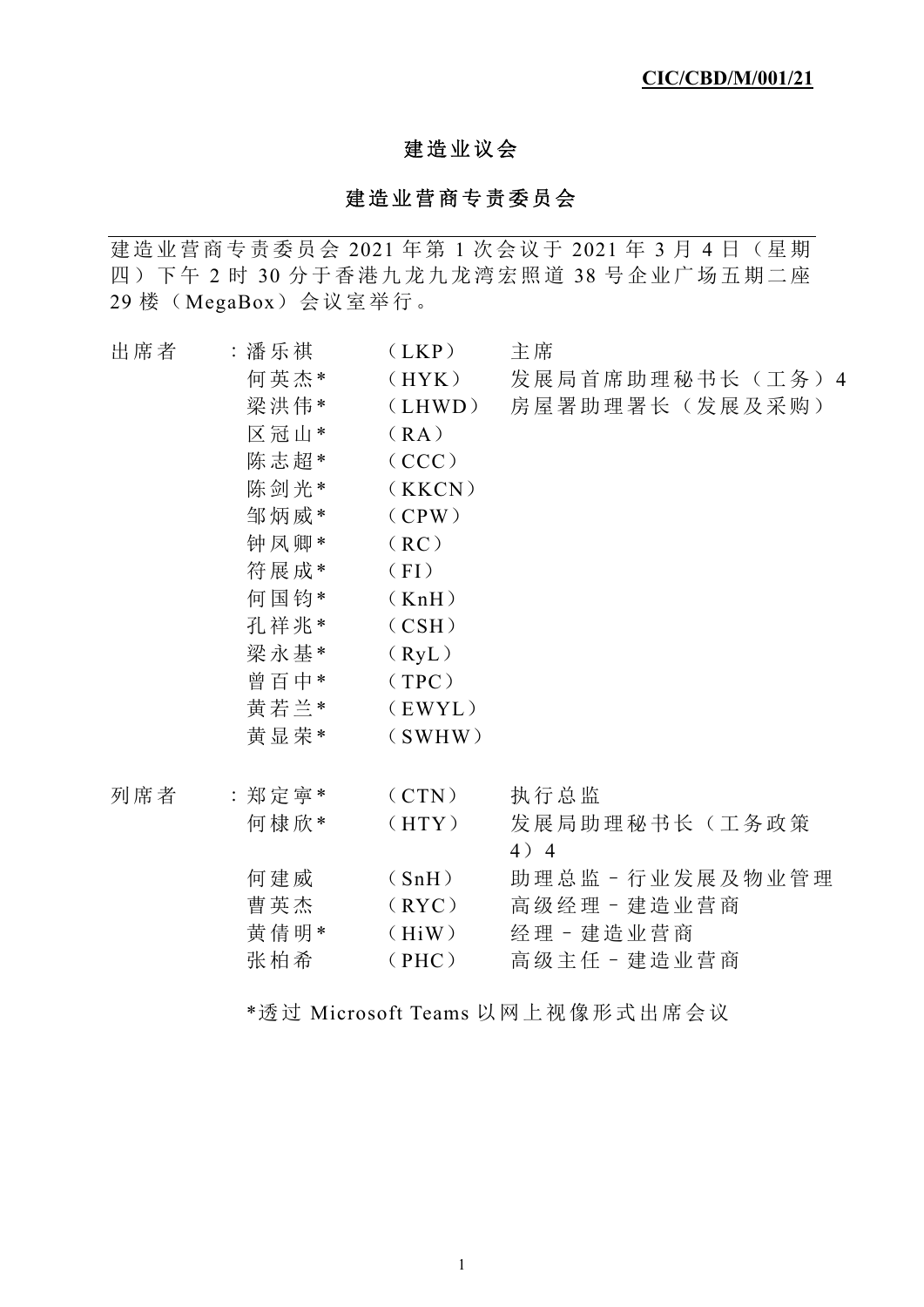**CIC/CBD/M/001/21**

# 建造业议会

## 建造业营商专责委员会

建造业营商专责委员会 2021 年第 1 次会议于 2021 年 3 月 4 日（星期四）下午 2 时 30 分于香港九龙九龙湾宏照道 38 号企业广场五期二座 29 楼（MegaBox）会议室举行。

| | | | |
|---|---|---|---|
| 出席者 | ：潘乐祺 | （LKP） | 主席 |
| | 何英杰* | （HYK） | 发展局首席助理秘书长（工务）4 |
| | 梁洪伟* | （LHWD） | 房屋署助理署长（发展及采购） |
| | 区冠山* | （RA） | |
| | 陈志超* | （CCC） | |
| | 陈剑光* | （KKCN） | |
| | 邹炳威* | （CPW） | |
| | 钟凤卿* | （RC） | |
| | 符展成* | （FI） | |
| | 何国钧* | （KnH） | |
| | 孔祥兆* | （CSH） | |
| | 梁永基* | （RyL） | |
| | 曾百中* | （TPC） | |
| | 黄若兰* | （EWYL） | |
| | 黄显荣* | （SWHW） | |

| | | | |
|---|---|---|---|
| 列席者 | ：郑定寧* | （CTN） | 执行总监 |
| | 何棣欣* | （HTY） | 发展局助理秘书长（工务政策 4）4 |
| | 何建威 | （SnH） | 助理总监－行业发展及物业管理 |
| | 曹英杰 | （RYC） | 高级经理－建造业营商 |
| | 黄倩明* | （HiW） | 经理－建造业营商 |
| | 张柏希 | （PHC） | 高级主任－建造业营商 |

*透过 Microsoft Teams 以网上视像形式出席会议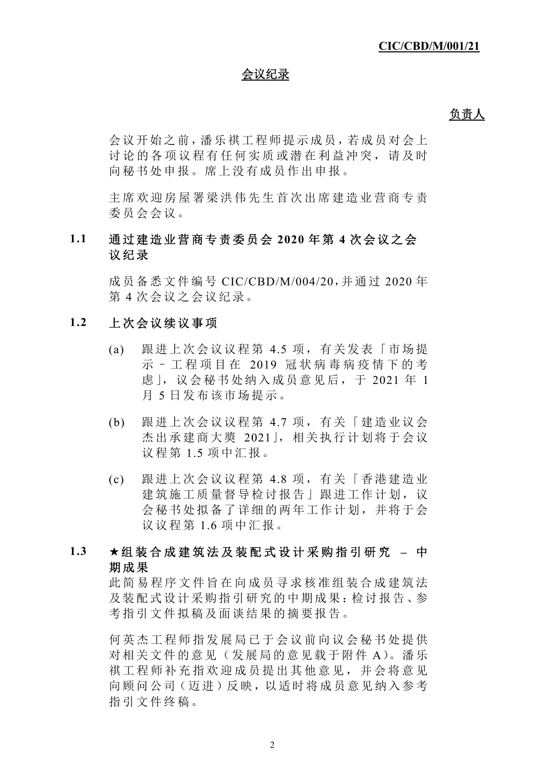CIC/CBD/M/001/21

# 会议纪录

负责人

会议开始之前，潘乐祺工程师提示成员，若成员对会上讨论的各项议程有任何实质或潜在利益冲突，请及时向秘书处申报。席上没有成员作出申报。

主席欢迎房屋署梁洪伟先生首次出席建造业营商专责委员会会议。

## 1.1 通过建造业营商专责委员会 2020 年第 4 次会议之会议纪录

成员备悉文件编号 CIC/CBD/M/004/20，并通过 2020 年第 4 次会议之会议纪录。

## 1.2 上次会议续议事项

(a) 跟进上次会议议程第 4.5 项，有关发表「市场提示 – 工程项目在 2019 冠状病毒病疫情下的考虑」，议会秘书处纳入成员意见后，于 2021 年 1 月 5 日发布该市场提示。

(b) 跟进上次会议议程第 4.7 项，有关「建造业议会杰出承建商大奖 2021」，相关执行计划将于会议议程第 1.5 项中汇报。

(c) 跟进上次会议议程第 4.8 项，有关「香港建造业建筑施工质量督导检讨报告」跟进工作计划，议会秘书处拟备了详细的两年工作计划，并将于会议议程第 1.6 项中汇报。

## 1.3 ★组装合成建筑法及装配式设计采购指引研究 – 中期成果

此简易程序文件旨在向成员寻求核准组装合成建筑法及装配式设计采购指引研究的中期成果：检讨报告、参考指引文件拟稿及面谈结果的摘要报告。

何英杰工程师指发展局已于会议前向议会秘书处提供对相关文件的意见（发展局的意见载于附件 A）。潘乐祺工程师补充指欢迎成员提出其他意见，并会将意见向顾问公司（迈进）反映，以适时将成员意见纳入参考指引文件终稿。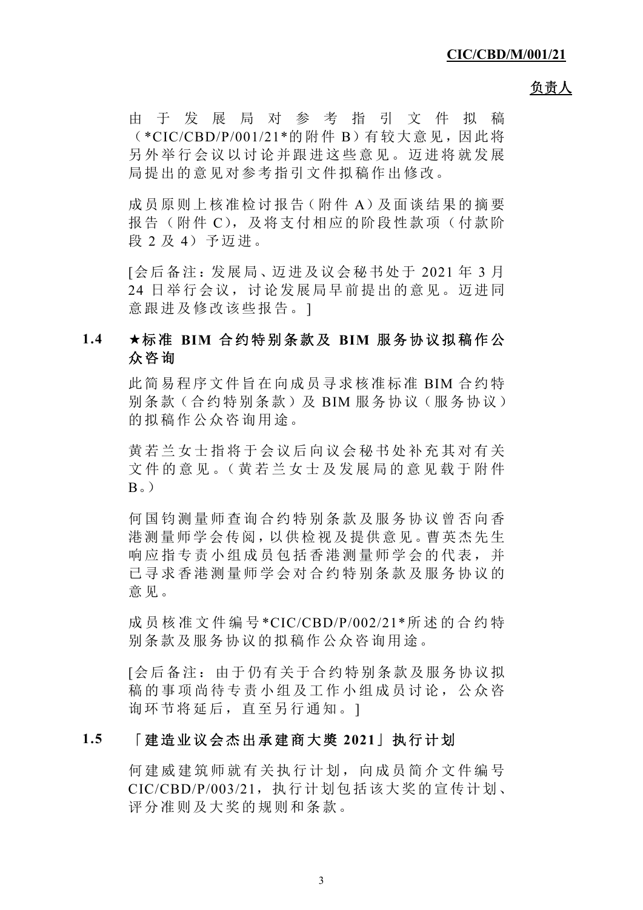负责人

由于发展局对参考指引文件拟稿（*CIC/CBD/P/001/21*的附件 B）有较大意见，因此将另外举行会议以讨论并跟进这些意见。迈进将就发展局提出的意见对参考指引文件拟稿作出修改。

成员原则上核准检讨报告（附件 A）及面谈结果的摘要报告（附件 C），及将支付相应的阶段性款项（付款阶段 2 及 4）予迈进。

[会后备注：发展局、迈进及议会秘书处于 2021 年 3 月 24 日举行会议，讨论发展局早前提出的意见。迈进同意跟进及修改该些报告。]

### 1.4 ★标准 BIM 合约特别条款及 BIM 服务协议拟稿作公众咨询

此简易程序文件旨在向成员寻求核准标准 BIM 合约特别条款（合约特别条款）及 BIM 服务协议（服务协议）的拟稿作公众咨询用途。

黄若兰女士指将于会议后向议会秘书处补充其对有关文件的意见。（黄若兰女士及发展局的意见载于附件 B。）

何国钧测量师查询合约特别条款及服务协议曾否向香港测量师学会传阅，以供检视及提供意见。曹英杰先生响应指专责小组成员包括香港测量师学会的代表，并已寻求香港测量师学会对合约特别条款及服务协议的意见。

成员核准文件编号*CIC/CBD/P/002/21*所述的合约特别条款及服务协议的拟稿作公众咨询用途。

[会后备注：由于仍有关于合约特别条款及服务协议拟稿的事项尚待专责小组及工作小组成员讨论，公众咨询环节将延后，直至另行通知。]

### 1.5 「建造业议会杰出承建商大奖 2021」执行计划

何建威建筑师就有关执行计划，向成员简介文件编号 CIC/CBD/P/003/21，执行计划包括该大奖的宣传计划、评分准则及大奖的规则和条款。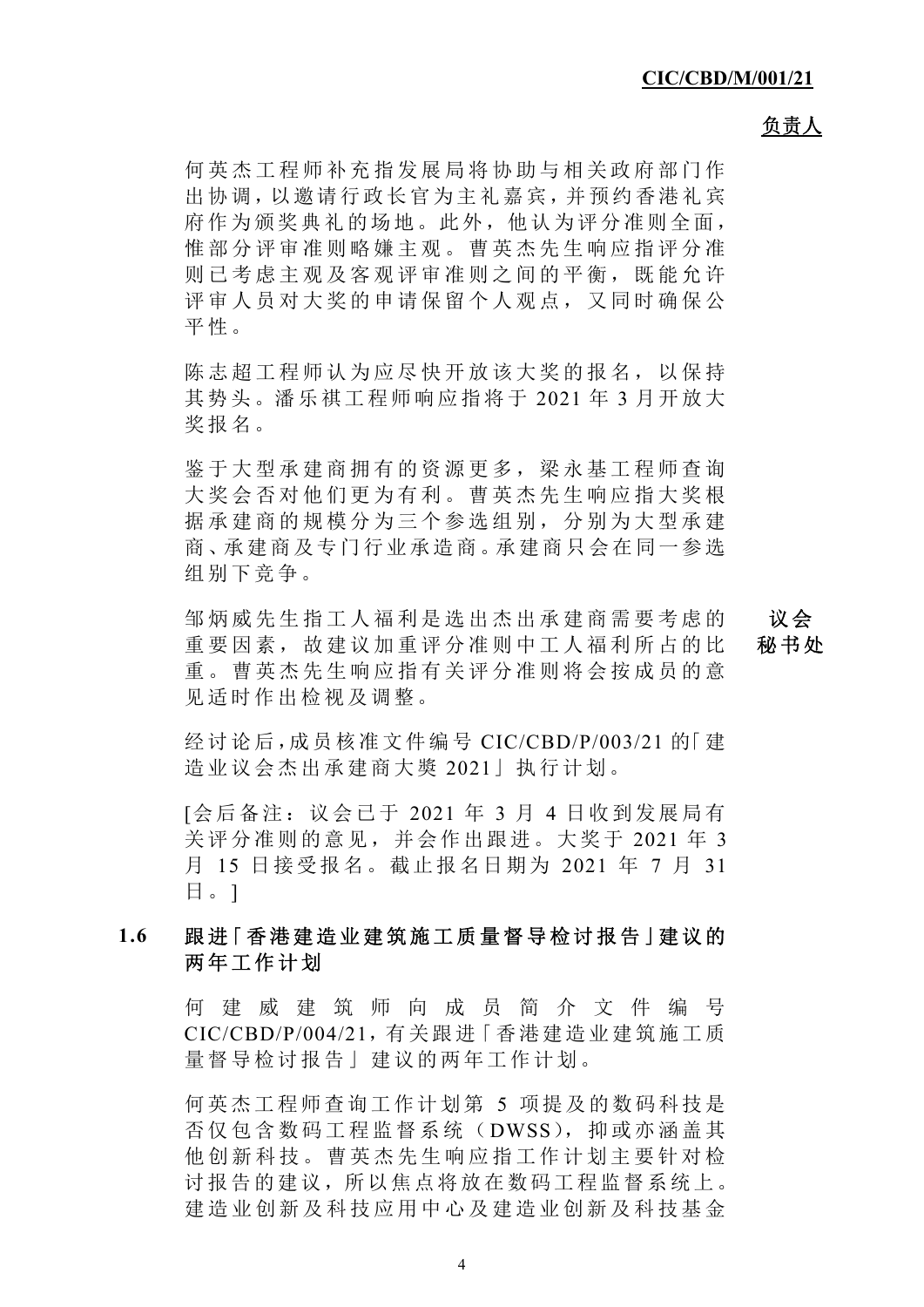负责人

何英杰工程师补充指发展局将协助与相关政府部门作出协调，以邀请行政长官为主礼嘉宾，并预约香港礼宾府作为颁奖典礼的场地。此外，他认为评分准则全面，惟部分评审准则略嫌主观。曹英杰先生响应指评分准则已考虑主观及客观评审准则之间的平衡，既能允许评审人员对大奖的申请保留个人观点，又同时确保公平性。

陈志超工程师认为应尽快开放该大奖的报名，以保持其势头。潘乐祺工程师响应指将于 2021 年 3 月开放大奖报名。

鉴于大型承建商拥有的资源更多，梁永基工程师查询大奖会否对他们更为有利。曹英杰先生响应指大奖根据承建商的规模分为三个参选组别，分别为大型承建商、承建商及专门行业承造商。承建商只会在同一参选组别下竞争。

邹炳威先生指工人福利是选出杰出承建商需要考虑的重要因素，故建议加重评分准则中工人福利所占的比重。曹英杰先生响应指有关评分准则将会按成员的意见适时作出检视及调整。 **议会秘书处**

经讨论后，成员核准文件编号 CIC/CBD/P/003/21 的「建造业议会杰出承建商大奖 2021」执行计划。

[会后备注：议会已于 2021 年 3 月 4 日收到发展局有关评分准则的意见，并会作出跟进。大奖于 2021 年 3 月 15 日接受报名。截止报名日期为 2021 年 7 月 31 日。]

### 1.6 跟进「香港建造业建筑施工质量督导检讨报告」建议的两年工作计划

何建威建筑师向成员简介文件编号 CIC/CBD/P/004/21，有关跟进「香港建造业建筑施工质量督导检讨报告」建议的两年工作计划。

何英杰工程师查询工作计划第 5 项提及的数码科技是否仅包含数码工程监督系统（DWSS），抑或亦涵盖其他创新科技。曹英杰先生响应指工作计划主要针对检讨报告的建议，所以焦点将放在数码工程监督系统上。建造业创新及科技应用中心及建造业创新及科技基金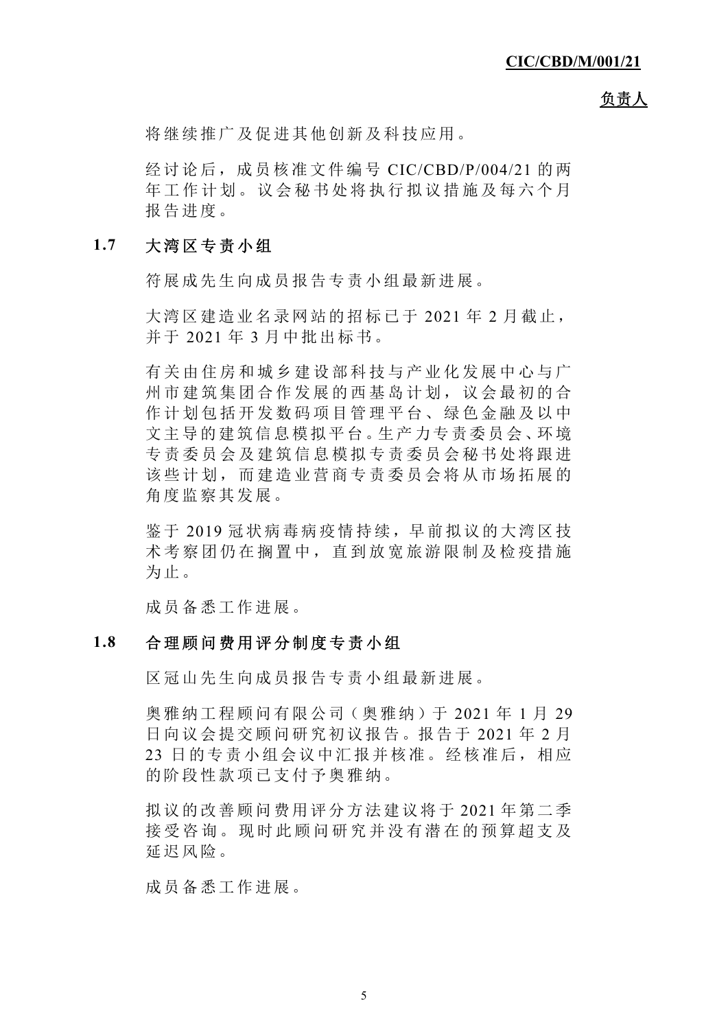负责人

将继续推广及促进其他创新及科技应用。

经讨论后，成员核准文件编号 CIC/CBD/P/004/21 的两年工作计划。议会秘书处将执行拟议措施及每六个月报告进度。

### 1.7 大湾区专责小组

符展成先生向成员报告专责小组最新进展。

大湾区建造业名录网站的招标已于 2021 年 2 月截止，并于 2021 年 3 月中批出标书。

有关由住房和城乡建设部科技与产业化发展中心与广州市建筑集团合作发展的西基岛计划，议会最初的合作计划包括开发数码项目管理平台、绿色金融及以中文主导的建筑信息模拟平台。生产力专责委员会、环境专责委员会及建筑信息模拟专责委员会秘书处将跟进该些计划，而建造业营商专责委员会将从市场拓展的角度监察其发展。

鉴于 2019 冠状病毒病疫情持续，早前拟议的大湾区技术考察团仍在搁置中，直到放宽旅游限制及检疫措施为止。

成员备悉工作进展。

### 1.8 合理顾问费用评分制度专责小组

区冠山先生向成员报告专责小组最新进展。

奥雅纳工程顾问有限公司（奥雅纳）于 2021 年 1 月 29 日向议会提交顾问研究初议报告。报告于 2021 年 2 月 23 日的专责小组会议中汇报并核准。经核准后，相应的阶段性款项已支付予奥雅纳。

拟议的改善顾问费用评分方法建议将于 2021 年第二季接受咨询。现时此顾问研究并没有潜在的预算超支及延迟风险。

成员备悉工作进展。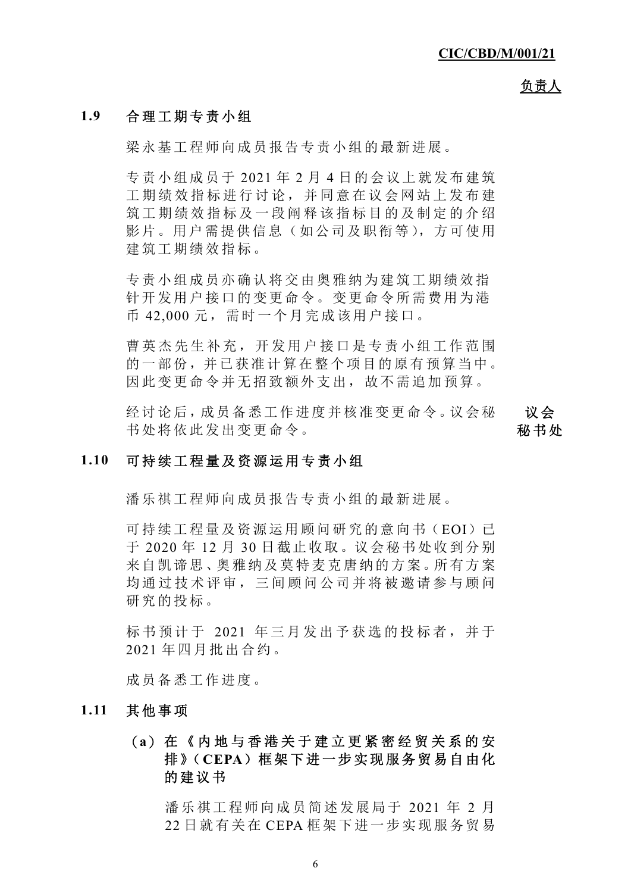CIC/CBD/M/001/21

负责人

### 1.9 合理工期专责小组

梁永基工程师向成员报告专责小组的最新进展。

专责小组成员于 2021 年 2 月 4 日的会议上就发布建筑工期绩效指标进行讨论，并同意在议会网站上发布建筑工期绩效指标及一段阐释该指标目的及制定的介绍影片。用户需提供信息（如公司及职衔等），方可使用建筑工期绩效指标。

专责小组成员亦确认将交由奥雅纳为建筑工期绩效指针开发用户接口的变更命令。变更命令所需费用为港币 42,000 元，需时一个月完成该用户接口。

曹英杰先生补充，开发用户接口是专责小组工作范围的一部份，并已获准计算在整个项目的原有预算当中。因此变更命令并无招致额外支出，故不需追加预算。

经讨论后，成员备悉工作进度并核准变更命令。议会秘书处将依此发出变更命令。 **议会秘书处**

### 1.10 可持续工程量及资源运用专责小组

潘乐祺工程师向成员报告专责小组的最新进展。

可持续工程量及资源运用顾问研究的意向书（EOI）已于 2020 年 12 月 30 日截止收取。议会秘书处收到分别来自凯谛思、奥雅纳及莫特麦克唐纳的方案。所有方案均通过技术评审，三间顾问公司并将被邀请参与顾问研究的投标。

标书预计于 2021 年三月发出予获选的投标者，并于 2021 年四月批出合约。

成员备悉工作进度。

### 1.11 其他事项

#### （a）在《内地与香港关于建立更紧密经贸关系的安排》（CEPA）框架下进一步实现服务贸易自由化的建议书

潘乐祺工程师向成员简述发展局于 2021 年 2 月 22 日就有关在 CEPA 框架下进一步实现服务贸易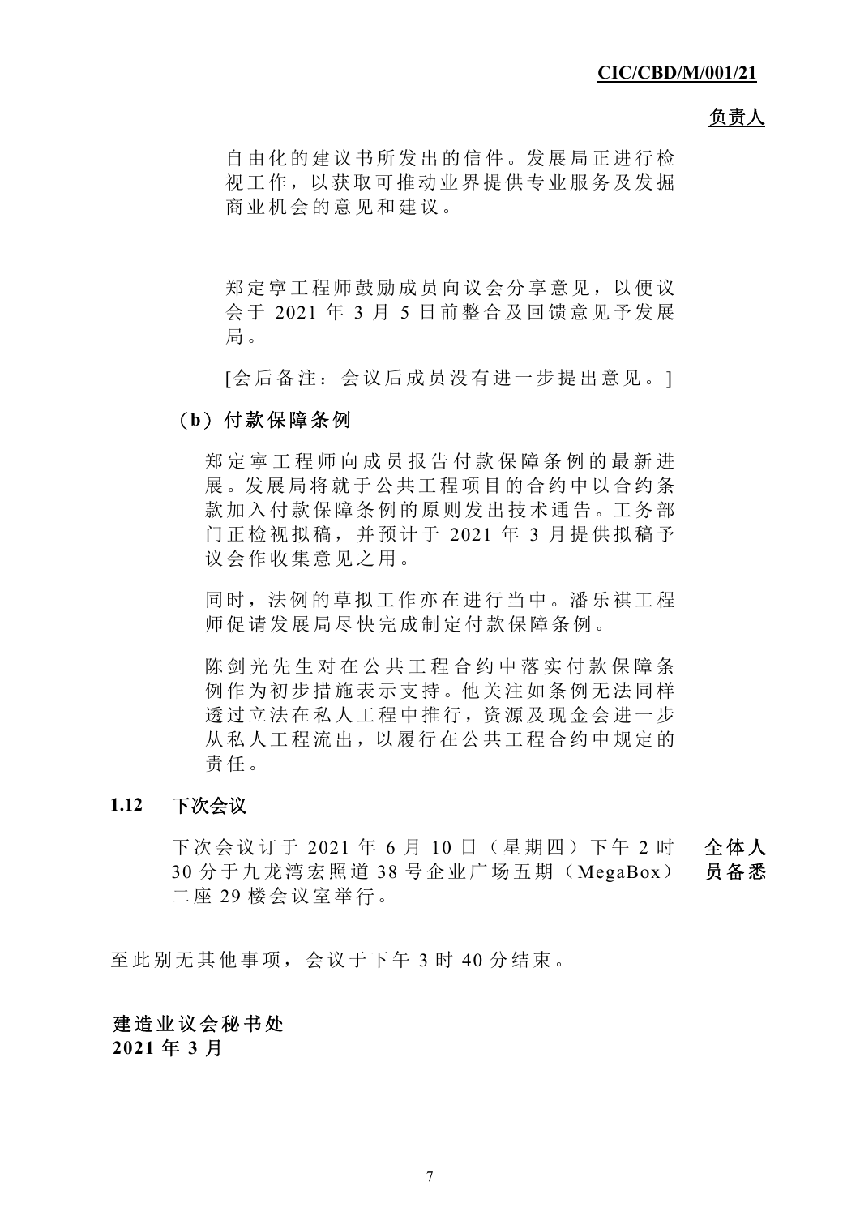负责人

自由化的建议书所发出的信件。发展局正进行检视工作，以获取可推动业界提供专业服务及发掘商业机会的意见和建议。

郑定寧工程师鼓励成员向议会分享意见，以便议会于 2021 年 3 月 5 日前整合及回馈意见予发展局。

[会后备注：会议后成员没有进一步提出意见。]

**（b）付款保障条例**

郑定寧工程师向成员报告付款保障条例的最新进展。发展局将就于公共工程项目的合约中以合约条款加入付款保障条例的原则发出技术通告。工务部门正检视拟稿，并预计于 2021 年 3 月提供拟稿予议会作收集意见之用。

同时，法例的草拟工作亦在进行当中。潘乐祺工程师促请发展局尽快完成制定付款保障条例。

陈剑光先生对在公共工程合约中落实付款保障条例作为初步措施表示支持。他关注如条例无法同样透过立法在私人工程中推行，资源及现金会进一步从私人工程流出，以履行在公共工程合约中规定的责任。

**1.12 下次会议**

下次会议订于 2021 年 6 月 10 日（星期四）下午 2 时 30 分于九龙湾宏照道 38 号企业广场五期（MegaBox）二座 29 楼会议室举行。 **全体人员备悉**

至此别无其他事项，会议于下午 3 时 40 分结束。

**建造业议会秘书处**
**2021 年 3 月**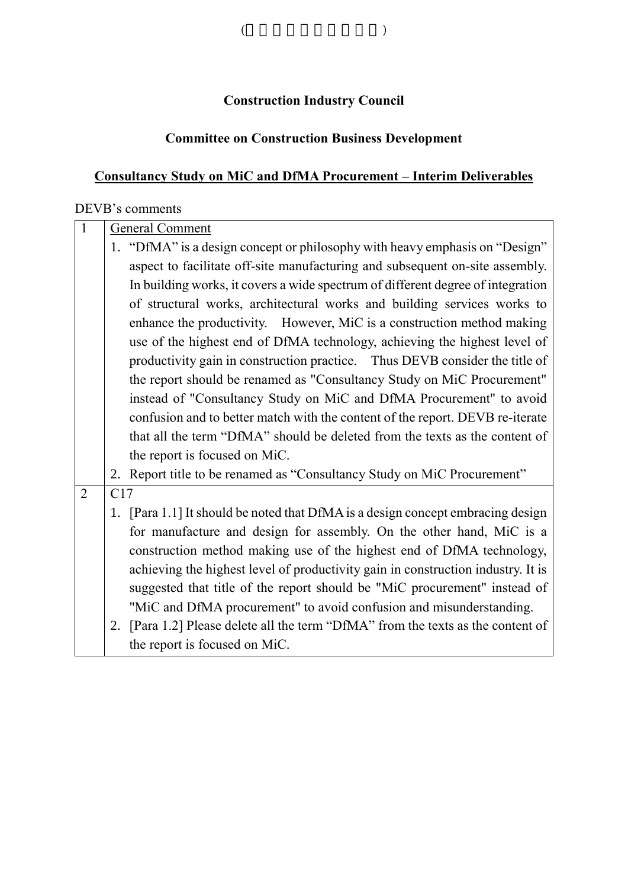**Construction Industry Council**

**Committee on Construction Business Development**

**<u>Consultancy Study on MiC and DfMA Procurement – Interim Deliverables</u>**

DEVB's comments

| | |
|---|---|
| 1 | <u>General Comment</u><br>1. "DfMA" is a design concept or philosophy with heavy emphasis on "Design" aspect to facilitate off-site manufacturing and subsequent on-site assembly. In building works, it covers a wide spectrum of different degree of integration of structural works, architectural works and building services works to enhance the productivity. However, MiC is a construction method making use of the highest end of DfMA technology, achieving the highest level of productivity gain in construction practice. Thus DEVB consider the title of the report should be renamed as "Consultancy Study on MiC Procurement" instead of "Consultancy Study on MiC and DfMA Procurement" to avoid confusion and to better match with the content of the report. DEVB re-iterate that all the term "DfMA" should be deleted from the texts as the content of the report is focused on MiC.<br>2. Report title to be renamed as "Consultancy Study on MiC Procurement" |
| 2 | C17<br>1. [Para 1.1] It should be noted that DfMA is a design concept embracing design for manufacture and design for assembly. On the other hand, MiC is a construction method making use of the highest end of DfMA technology, achieving the highest level of productivity gain in construction industry. It is suggested that title of the report should be "MiC procurement" instead of "MiC and DfMA procurement" to avoid confusion and misunderstanding.<br>2. [Para 1.2] Please delete all the term "DfMA" from the texts as the content of the report is focused on MiC. |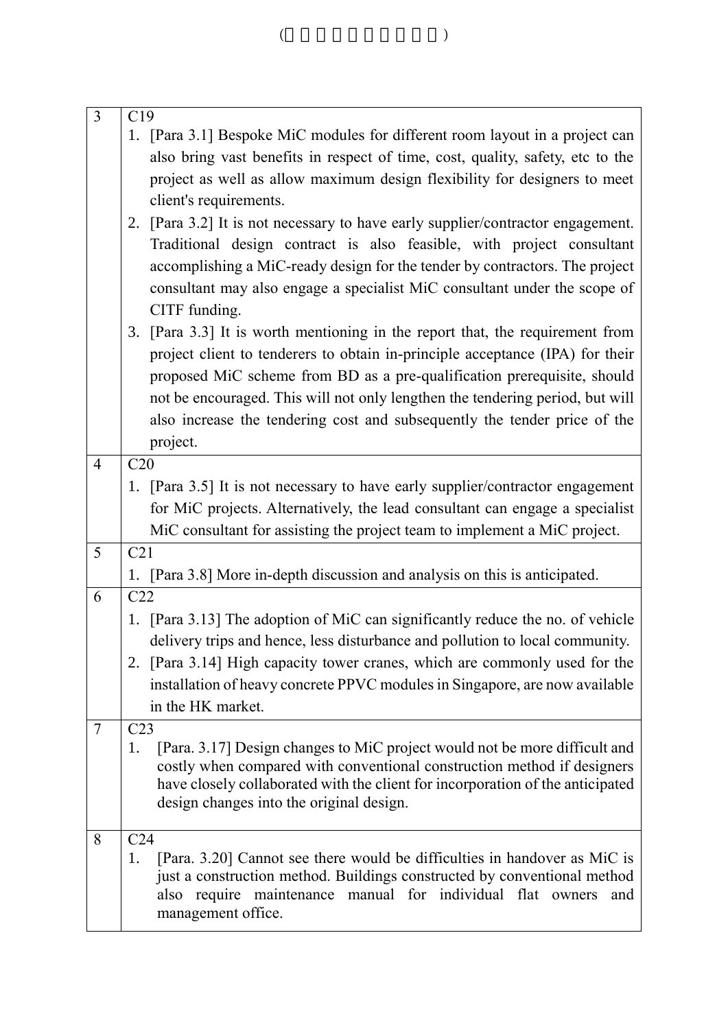| | |
|---|---|
| 3 | C19<br>1. [Para 3.1] Bespoke MiC modules for different room layout in a project can also bring vast benefits in respect of time, cost, quality, safety, etc to the project as well as allow maximum design flexibility for designers to meet client's requirements.<br>2. [Para 3.2] It is not necessary to have early supplier/contractor engagement. Traditional design contract is also feasible, with project consultant accomplishing a MiC-ready design for the tender by contractors. The project consultant may also engage a specialist MiC consultant under the scope of CITF funding.<br>3. [Para 3.3] It is worth mentioning in the report that, the requirement from project client to tenderers to obtain in-principle acceptance (IPA) for their proposed MiC scheme from BD as a pre-qualification prerequisite, should not be encouraged. This will not only lengthen the tendering period, but will also increase the tendering cost and subsequently the tender price of the project. |
| 4 | C20<br>1. [Para 3.5] It is not necessary to have early supplier/contractor engagement for MiC projects. Alternatively, the lead consultant can engage a specialist MiC consultant for assisting the project team to implement a MiC project. |
| 5 | C21<br>1. [Para 3.8] More in-depth discussion and analysis on this is anticipated. |
| 6 | C22<br>1. [Para 3.13] The adoption of MiC can significantly reduce the no. of vehicle delivery trips and hence, less disturbance and pollution to local community.<br>2. [Para 3.14] High capacity tower cranes, which are commonly used for the installation of heavy concrete PPVC modules in Singapore, are now available in the HK market. |
| 7 | C23<br>1. [Para. 3.17] Design changes to MiC project would not be more difficult and costly when compared with conventional construction method if designers have closely collaborated with the client for incorporation of the anticipated design changes into the original design. |
| 8 | C24<br>1. [Para. 3.20] Cannot see there would be difficulties in handover as MiC is just a construction method. Buildings constructed by conventional method also require maintenance manual for individual flat owners and management office. |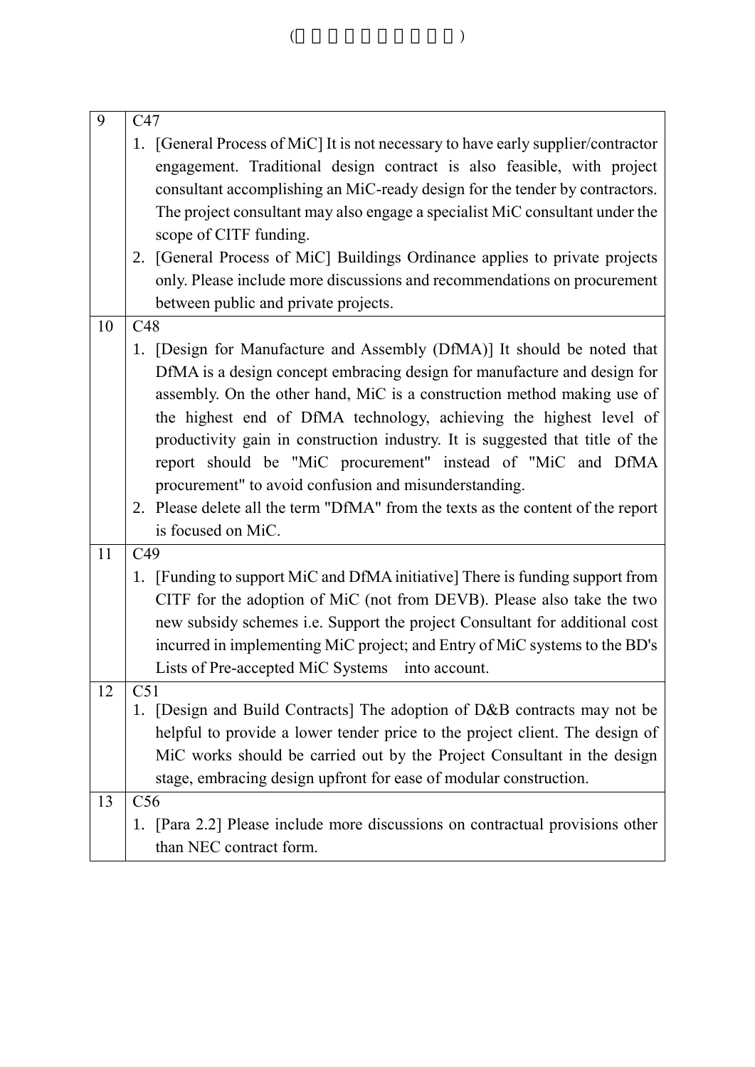| | |
|---|---|
| 9 | C47<br>1. [General Process of MiC] It is not necessary to have early supplier/contractor engagement. Traditional design contract is also feasible, with project consultant accomplishing an MiC-ready design for the tender by contractors. The project consultant may also engage a specialist MiC consultant under the scope of CITF funding.<br>2. [General Process of MiC] Buildings Ordinance applies to private projects only. Please include more discussions and recommendations on procurement between public and private projects. |
| 10 | C48<br>1. [Design for Manufacture and Assembly (DfMA)] It should be noted that DfMA is a design concept embracing design for manufacture and design for assembly. On the other hand, MiC is a construction method making use of the highest end of DfMA technology, achieving the highest level of productivity gain in construction industry. It is suggested that title of the report should be "MiC procurement" instead of "MiC and DfMA procurement" to avoid confusion and misunderstanding.<br>2. Please delete all the term "DfMA" from the texts as the content of the report is focused on MiC. |
| 11 | C49<br>1. [Funding to support MiC and DfMA initiative] There is funding support from CITF for the adoption of MiC (not from DEVB). Please also take the two new subsidy schemes i.e. Support the project Consultant for additional cost incurred in implementing MiC project; and Entry of MiC systems to the BD's Lists of Pre-accepted MiC Systems into account. |
| 12 | C51<br>1. [Design and Build Contracts] The adoption of D&B contracts may not be helpful to provide a lower tender price to the project client. The design of MiC works should be carried out by the Project Consultant in the design stage, embracing design upfront for ease of modular construction. |
| 13 | C56<br>1. [Para 2.2] Please include more discussions on contractual provisions other than NEC contract form. |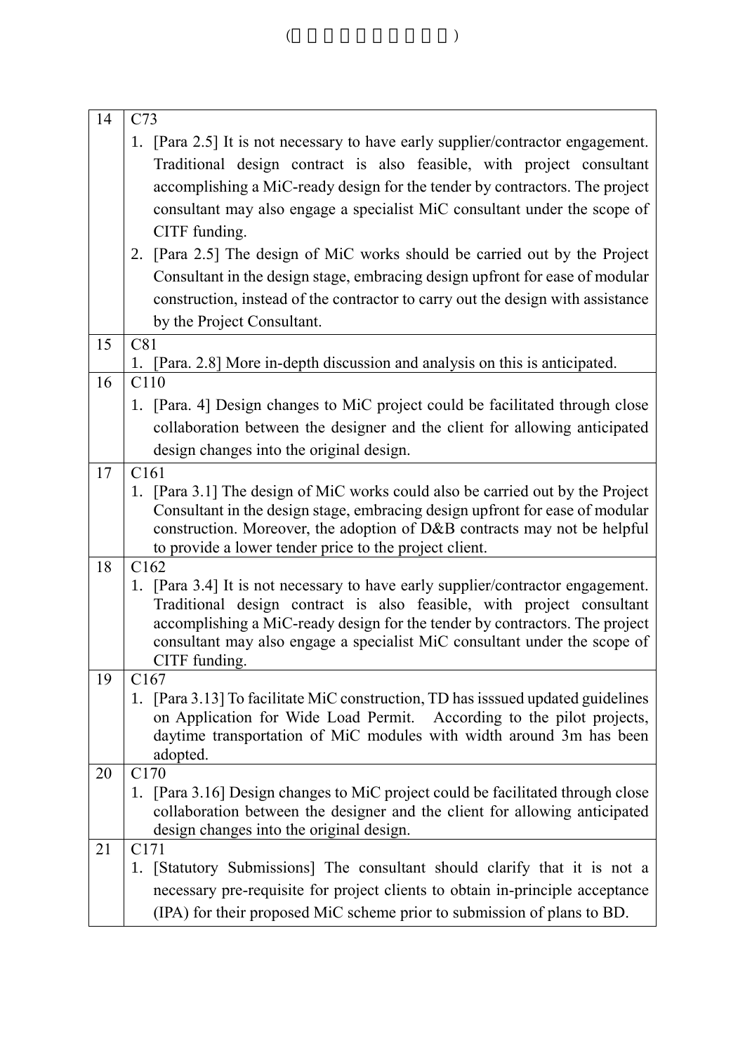| | |
|---|---|
| 14 | C73<br>1. [Para 2.5] It is not necessary to have early supplier/contractor engagement. Traditional design contract is also feasible, with project consultant accomplishing a MiC-ready design for the tender by contractors. The project consultant may also engage a specialist MiC consultant under the scope of CITF funding.<br>2. [Para 2.5] The design of MiC works should be carried out by the Project Consultant in the design stage, embracing design upfront for ease of modular construction, instead of the contractor to carry out the design with assistance by the Project Consultant. |
| 15 | C81<br>1. [Para. 2.8] More in-depth discussion and analysis on this is anticipated. |
| 16 | C110<br>1. [Para. 4] Design changes to MiC project could be facilitated through close collaboration between the designer and the client for allowing anticipated design changes into the original design. |
| 17 | C161<br>1. [Para 3.1] The design of MiC works could also be carried out by the Project Consultant in the design stage, embracing design upfront for ease of modular construction. Moreover, the adoption of D&B contracts may not be helpful to provide a lower tender price to the project client. |
| 18 | C162<br>1. [Para 3.4] It is not necessary to have early supplier/contractor engagement. Traditional design contract is also feasible, with project consultant accomplishing a MiC-ready design for the tender by contractors. The project consultant may also engage a specialist MiC consultant under the scope of CITF funding. |
| 19 | C167<br>1. [Para 3.13] To facilitate MiC construction, TD has isssued updated guidelines on Application for Wide Load Permit. According to the pilot projects, daytime transportation of MiC modules with width around 3m has been adopted. |
| 20 | C170<br>1. [Para 3.16] Design changes to MiC project could be facilitated through close collaboration between the designer and the client for allowing anticipated design changes into the original design. |
| 21 | C171<br>1. [Statutory Submissions] The consultant should clarify that it is not a necessary pre-requisite for project clients to obtain in-principle acceptance (IPA) for their proposed MiC scheme prior to submission of plans to BD. |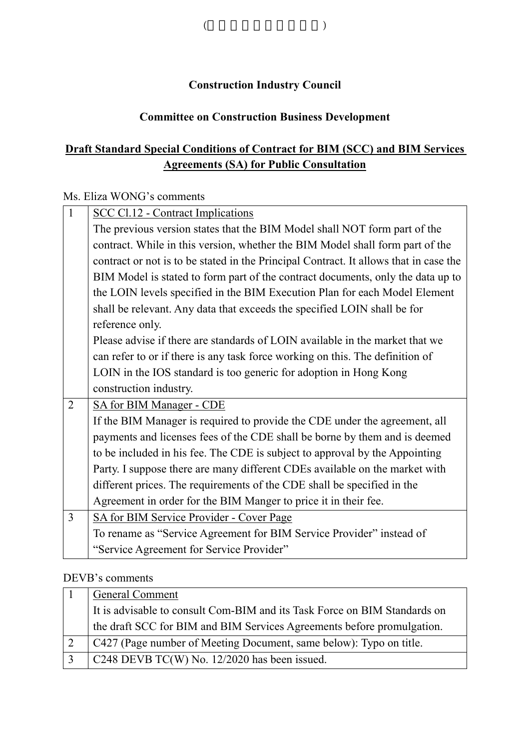(                    )

**Construction Industry Council**

**Committee on Construction Business Development**

**<u>Draft Standard Special Conditions of Contract for BIM (SCC) and BIM Services Agreements (SA) for Public Consultation</u>**

Ms. Eliza WONG's comments

| | |
|---|---|
| 1 | <u>SCC Cl.12 - Contract Implications</u><br>The previous version states that the BIM Model shall NOT form part of the contract. While in this version, whether the BIM Model shall form part of the contract or not is to be stated in the Principal Contract. It allows that in case the BIM Model is stated to form part of the contract documents, only the data up to the LOIN levels specified in the BIM Execution Plan for each Model Element shall be relevant. Any data that exceeds the specified LOIN shall be for reference only.<br>Please advise if there are standards of LOIN available in the market that we can refer to or if there is any task force working on this. The definition of LOIN in the IOS standard is too generic for adoption in Hong Kong construction industry. |
| 2 | <u>SA for BIM Manager - CDE</u><br>If the BIM Manager is required to provide the CDE under the agreement, all payments and licenses fees of the CDE shall be borne by them and is deemed to be included in his fee. The CDE is subject to approval by the Appointing Party. I suppose there are many different CDEs available on the market with different prices. The requirements of the CDE shall be specified in the Agreement in order for the BIM Manger to price it in their fee. |
| 3 | <u>SA for BIM Service Provider - Cover Page</u><br>To rename as "Service Agreement for BIM Service Provider" instead of "Service Agreement for Service Provider" |

DEVB's comments

| | |
|---|---|
| 1 | <u>General Comment</u><br>It is advisable to consult Com-BIM and its Task Force on BIM Standards on the draft SCC for BIM and BIM Services Agreements before promulgation. |
| 2 | C427 (Page number of Meeting Document, same below): Typo on title. |
| 3 | C248 DEVB TC(W) No. 12/2020 has been issued. |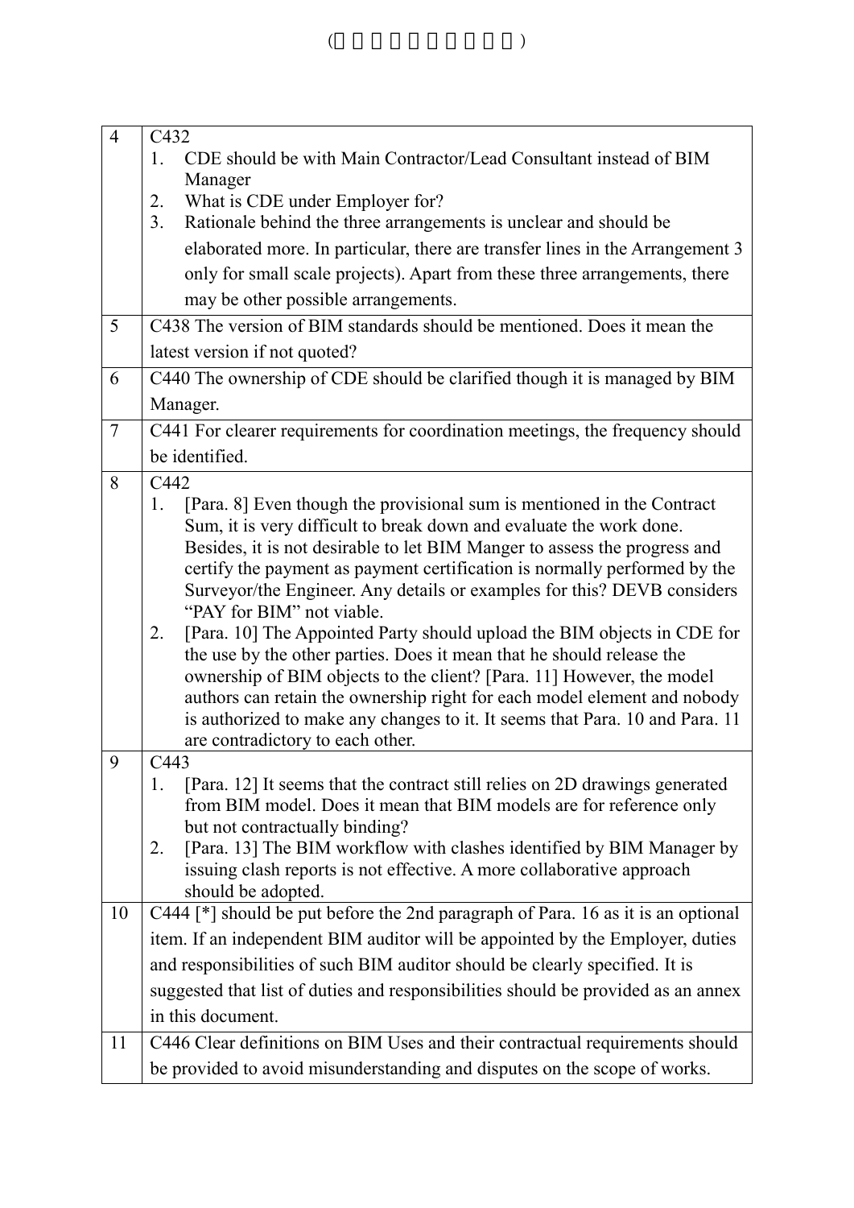| | |
|---|---|
| 4 | C432<br>1. CDE should be with Main Contractor/Lead Consultant instead of BIM Manager<br>2. What is CDE under Employer for?<br>3. Rationale behind the three arrangements is unclear and should be elaborated more. In particular, there are transfer lines in the Arrangement 3 only for small scale projects). Apart from these three arrangements, there may be other possible arrangements. |
| 5 | C438 The version of BIM standards should be mentioned. Does it mean the latest version if not quoted? |
| 6 | C440 The ownership of CDE should be clarified though it is managed by BIM Manager. |
| 7 | C441 For clearer requirements for coordination meetings, the frequency should be identified. |
| 8 | C442<br>1. [Para. 8] Even though the provisional sum is mentioned in the Contract Sum, it is very difficult to break down and evaluate the work done. Besides, it is not desirable to let BIM Manger to assess the progress and certify the payment as payment certification is normally performed by the Surveyor/the Engineer. Any details or examples for this? DEVB considers "PAY for BIM" not viable.<br>2. [Para. 10] The Appointed Party should upload the BIM objects in CDE for the use by the other parties. Does it mean that he should release the ownership of BIM objects to the client? [Para. 11] However, the model authors can retain the ownership right for each model element and nobody is authorized to make any changes to it. It seems that Para. 10 and Para. 11 are contradictory to each other. |
| 9 | C443<br>1. [Para. 12] It seems that the contract still relies on 2D drawings generated from BIM model. Does it mean that BIM models are for reference only but not contractually binding?<br>2. [Para. 13] The BIM workflow with clashes identified by BIM Manager by issuing clash reports is not effective. A more collaborative approach should be adopted. |
| 10 | C444 [*] should be put before the 2nd paragraph of Para. 16 as it is an optional item. If an independent BIM auditor will be appointed by the Employer, duties and responsibilities of such BIM auditor should be clearly specified. It is suggested that list of duties and responsibilities should be provided as an annex in this document. |
| 11 | C446 Clear definitions on BIM Uses and their contractual requirements should be provided to avoid misunderstanding and disputes on the scope of works. |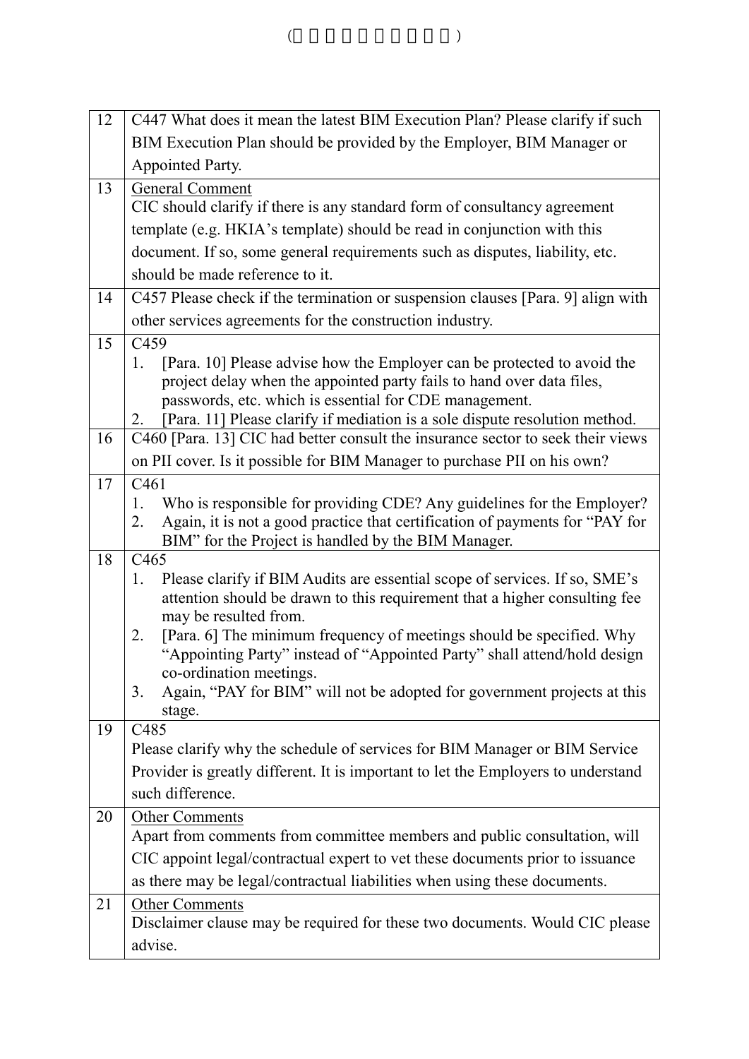| | |
|---|---|
| 12 | C447 What does it mean the latest BIM Execution Plan? Please clarify if such BIM Execution Plan should be provided by the Employer, BIM Manager or Appointed Party. |
| 13 | General Comment<br>CIC should clarify if there is any standard form of consultancy agreement template (e.g. HKIA's template) should be read in conjunction with this document. If so, some general requirements such as disputes, liability, etc. should be made reference to it. |
| 14 | C457 Please check if the termination or suspension clauses [Para. 9] align with other services agreements for the construction industry. |
| 15 | C459<br>1. [Para. 10] Please advise how the Employer can be protected to avoid the project delay when the appointed party fails to hand over data files, passwords, etc. which is essential for CDE management.<br>2. [Para. 11] Please clarify if mediation is a sole dispute resolution method. |
| 16 | C460 [Para. 13] CIC had better consult the insurance sector to seek their views on PII cover. Is it possible for BIM Manager to purchase PII on his own? |
| 17 | C461<br>1. Who is responsible for providing CDE? Any guidelines for the Employer?<br>2. Again, it is not a good practice that certification of payments for "PAY for BIM" for the Project is handled by the BIM Manager. |
| 18 | C465<br>1. Please clarify if BIM Audits are essential scope of services. If so, SME's attention should be drawn to this requirement that a higher consulting fee may be resulted from.<br>2. [Para. 6] The minimum frequency of meetings should be specified. Why "Appointing Party" instead of "Appointed Party" shall attend/hold design co-ordination meetings.<br>3. Again, "PAY for BIM" will not be adopted for government projects at this stage. |
| 19 | C485<br>Please clarify why the schedule of services for BIM Manager or BIM Service Provider is greatly different. It is important to let the Employers to understand such difference. |
| 20 | Other Comments<br>Apart from comments from committee members and public consultation, will CIC appoint legal/contractual expert to vet these documents prior to issuance as there may be legal/contractual liabilities when using these documents. |
| 21 | Other Comments<br>Disclaimer clause may be required for these two documents. Would CIC please advise. |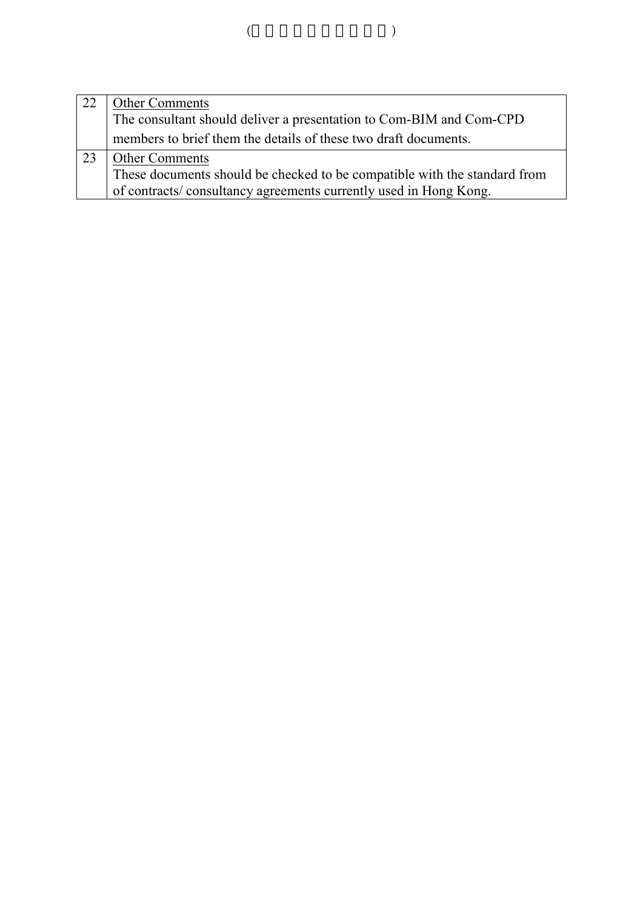| | |
|---|---|
| 22 | Other Comments<br>The consultant should deliver a presentation to Com-BIM and Com-CPD members to brief them the details of these two draft documents. |
| 23 | Other Comments<br>These documents should be checked to be compatible with the standard from of contracts/ consultancy agreements currently used in Hong Kong. |